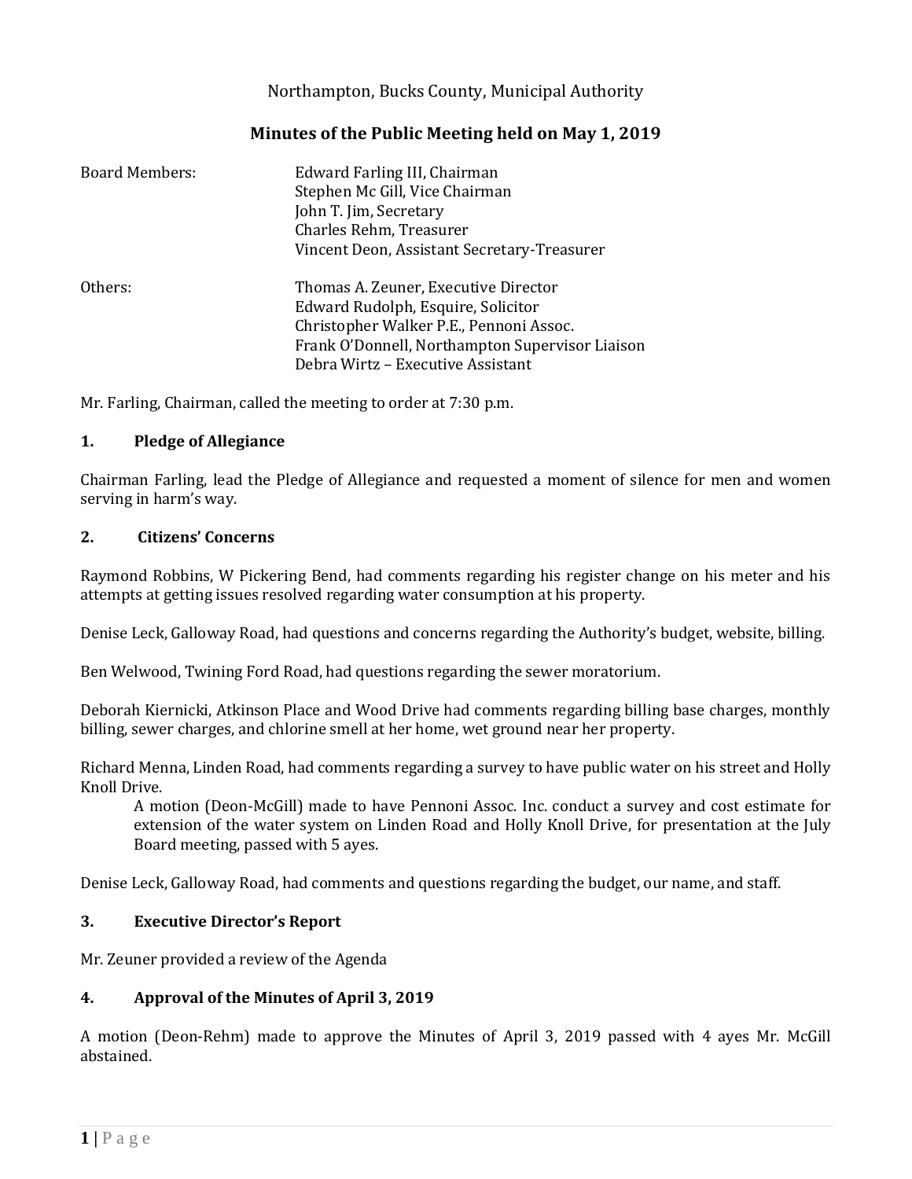Northampton, Bucks County, Municipal Authority

# Minutes of the Public Meeting held on May 1, 2019

| | |
|---|---|
| Board Members: | Edward Farling III, Chairman |
| | Stephen Mc Gill, Vice Chairman |
| | John T. Jim, Secretary |
| | Charles Rehm, Treasurer |
| | Vincent Deon, Assistant Secretary-Treasurer |
| Others: | Thomas A. Zeuner, Executive Director |
| | Edward Rudolph, Esquire, Solicitor |
| | Christopher Walker P.E., Pennoni Assoc. |
| | Frank O'Donnell, Northampton Supervisor Liaison |
| | Debra Wirtz – Executive Assistant |

Mr. Farling, Chairman, called the meeting to order at 7:30 p.m.

## 1. Pledge of Allegiance

Chairman Farling, lead the Pledge of Allegiance and requested a moment of silence for men and women serving in harm's way.

## 2. Citizens' Concerns

Raymond Robbins, W Pickering Bend, had comments regarding his register change on his meter and his attempts at getting issues resolved regarding water consumption at his property.

Denise Leck, Galloway Road, had questions and concerns regarding the Authority's budget, website, billing.

Ben Welwood, Twining Ford Road, had questions regarding the sewer moratorium.

Deborah Kiernicki, Atkinson Place and Wood Drive had comments regarding billing base charges, monthly billing, sewer charges, and chlorine smell at her home, wet ground near her property.

Richard Menna, Linden Road, had comments regarding a survey to have public water on his street and Holly Knoll Drive.

> A motion (Deon-McGill) made to have Pennoni Assoc. Inc. conduct a survey and cost estimate for extension of the water system on Linden Road and Holly Knoll Drive, for presentation at the July Board meeting, passed with 5 ayes.

Denise Leck, Galloway Road, had comments and questions regarding the budget, our name, and staff.

## 3. Executive Director's Report

Mr. Zeuner provided a review of the Agenda

## 4. Approval of the Minutes of April 3, 2019

A motion (Deon-Rehm) made to approve the Minutes of April 3, 2019 passed with 4 ayes Mr. McGill abstained.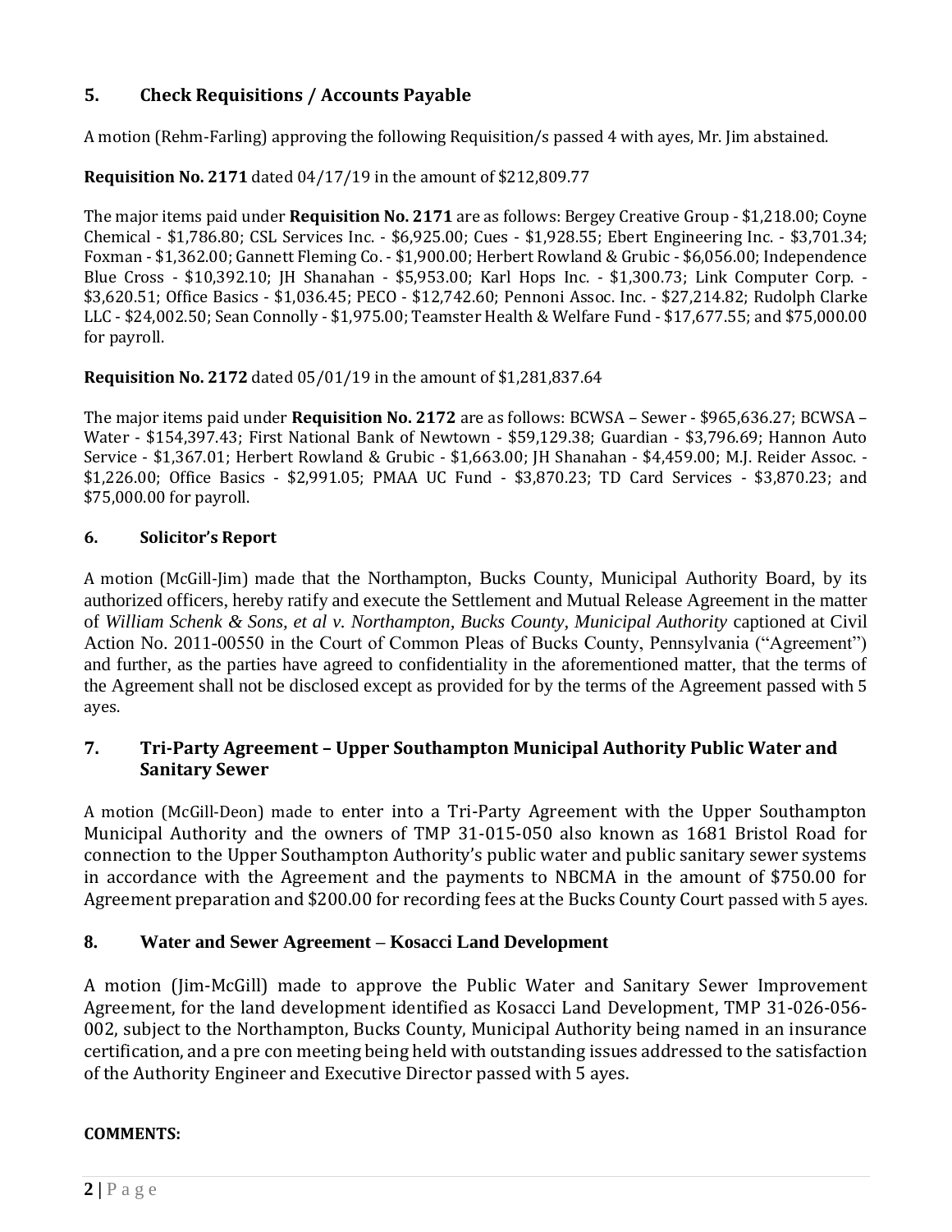## 5. Check Requisitions / Accounts Payable

A motion (Rehm-Farling) approving the following Requisition/s passed 4 with ayes, Mr. Jim abstained.

**Requisition No. 2171** dated 04/17/19 in the amount of $212,809.77

The major items paid under **Requisition No. 2171** are as follows: Bergey Creative Group - $1,218.00; Coyne Chemical - $1,786.80; CSL Services Inc. - $6,925.00; Cues - $1,928.55; Ebert Engineering Inc. - $3,701.34; Foxman - $1,362.00; Gannett Fleming Co. - $1,900.00; Herbert Rowland & Grubic - $6,056.00; Independence Blue Cross - $10,392.10; JH Shanahan - $5,953.00; Karl Hops Inc. - $1,300.73; Link Computer Corp. - $3,620.51; Office Basics - $1,036.45; PECO - $12,742.60; Pennoni Assoc. Inc. - $27,214.82; Rudolph Clarke LLC - $24,002.50; Sean Connolly - $1,975.00; Teamster Health & Welfare Fund - $17,677.55; and $75,000.00 for payroll.

**Requisition No. 2172** dated 05/01/19 in the amount of $1,281,837.64

The major items paid under **Requisition No. 2172** are as follows: BCWSA – Sewer - $965,636.27; BCWSA – Water - $154,397.43; First National Bank of Newtown - $59,129.38; Guardian - $3,796.69; Hannon Auto Service - $1,367.01; Herbert Rowland & Grubic - $1,663.00; JH Shanahan - $4,459.00; M.J. Reider Assoc. - $1,226.00; Office Basics - $2,991.05; PMAA UC Fund - $3,870.23; TD Card Services - $3,870.23; and $75,000.00 for payroll.

## 6. Solicitor's Report

A motion (McGill-Jim) made that the Northampton, Bucks County, Municipal Authority Board, by its authorized officers, hereby ratify and execute the Settlement and Mutual Release Agreement in the matter of *William Schenk & Sons, et al v. Northampton, Bucks County, Municipal Authority* captioned at Civil Action No. 2011-00550 in the Court of Common Pleas of Bucks County, Pennsylvania ("Agreement") and further, as the parties have agreed to confidentiality in the aforementioned matter, that the terms of the Agreement shall not be disclosed except as provided for by the terms of the Agreement passed with 5 ayes.

## 7. Tri-Party Agreement – Upper Southampton Municipal Authority Public Water and Sanitary Sewer

A motion (McGill-Deon) made to enter into a Tri-Party Agreement with the Upper Southampton Municipal Authority and the owners of TMP 31-015-050 also known as 1681 Bristol Road for connection to the Upper Southampton Authority's public water and public sanitary sewer systems in accordance with the Agreement and the payments to NBCMA in the amount of $750.00 for Agreement preparation and $200.00 for recording fees at the Bucks County Court passed with 5 ayes.

## 8. Water and Sewer Agreement – Kosacci Land Development

A motion (Jim-McGill) made to approve the Public Water and Sanitary Sewer Improvement Agreement, for the land development identified as Kosacci Land Development, TMP 31-026-056-002, subject to the Northampton, Bucks County, Municipal Authority being named in an insurance certification, and a pre con meeting being held with outstanding issues addressed to the satisfaction of the Authority Engineer and Executive Director passed with 5 ayes.

**COMMENTS:**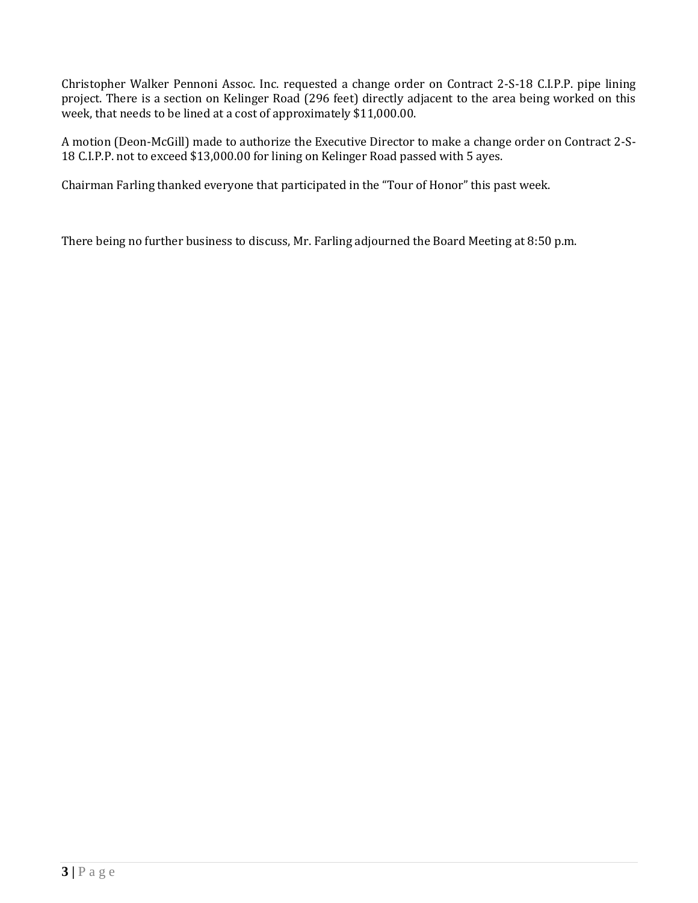Christopher Walker Pennoni Assoc. Inc. requested a change order on Contract 2-S-18 C.I.P.P. pipe lining project. There is a section on Kelinger Road (296 feet) directly adjacent to the area being worked on this week, that needs to be lined at a cost of approximately $11,000.00.

A motion (Deon-McGill) made to authorize the Executive Director to make a change order on Contract 2-S-18 C.I.P.P. not to exceed $13,000.00 for lining on Kelinger Road passed with 5 ayes.

Chairman Farling thanked everyone that participated in the "Tour of Honor" this past week.

There being no further business to discuss, Mr. Farling adjourned the Board Meeting at 8:50 p.m.